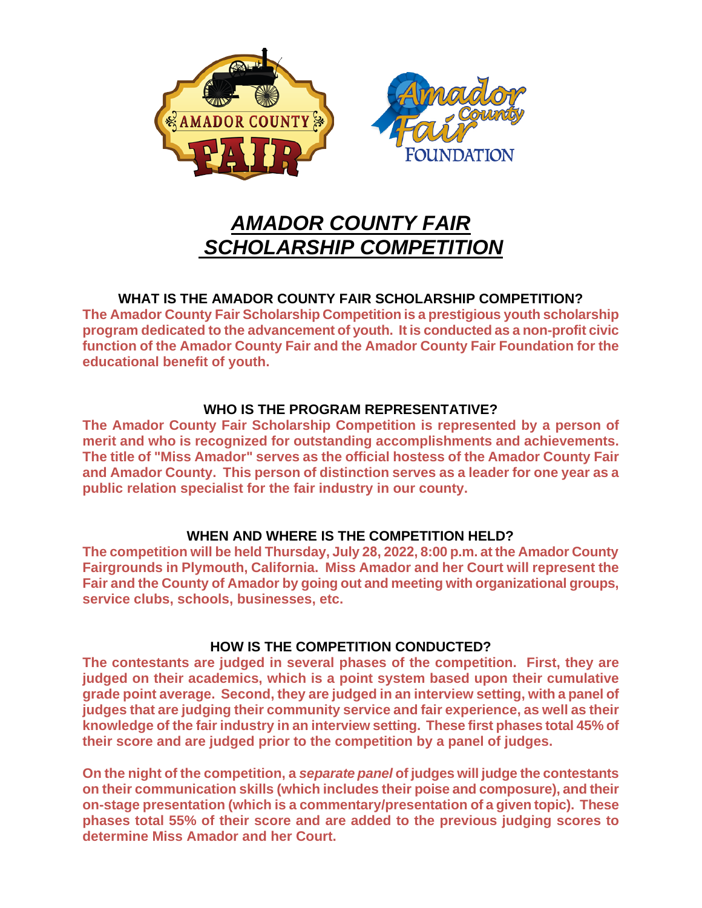# *AMADOR COUNTY FAIR SCHOLARSHIP COMPETITION*

### WHAT IS THE AMADOR COUNTY FAIR SCHOLARSHIP COMPETITION?

**The Amador County Fair Scholarship Competition is a prestigious youth scholarship program dedicated to the advancement of youth. It is conducted as a non-profit civic function of the Amador County Fair and the Amador County Fair Foundation for the educational benefit of youth.**

### WHO IS THE PROGRAM REPRESENTATIVE?

**The Amador County Fair Scholarship Competition is represented by a person of merit and who is recognized for outstanding accomplishments and achievements. The title of "Miss Amador" serves as the official hostess of the Amador County Fair and Amador County. This person of distinction serves as a leader for one year as a public relation specialist for the fair industry in our county.**

### WHEN AND WHERE IS THE COMPETITION HELD?

**The competition will be held Thursday, July 28, 2022, 8:00 p.m. at the Amador County Fairgrounds in Plymouth, California. Miss Amador and her Court will represent the Fair and the County of Amador by going out and meeting with organizational groups, service clubs, schools, businesses, etc.**

### HOW IS THE COMPETITION CONDUCTED?

**The contestants are judged in several phases of the competition. First, they are judged on their academics, which is a point system based upon their cumulative grade point average. Second, they are judged in an interview setting, with a panel of judges that are judging their community service and fair experience, as well as their knowledge of the fair industry in an interview setting. These first phases total 45% of their score and are judged prior to the competition by a panel of judges.**

**On the night of the competition, a *separate panel* of judges will judge the contestants on their communication skills (which includes their poise and composure), and their on-stage presentation (which is a commentary/presentation of a given topic). These phases total 55% of their score and are added to the previous judging scores to determine Miss Amador and her Court.**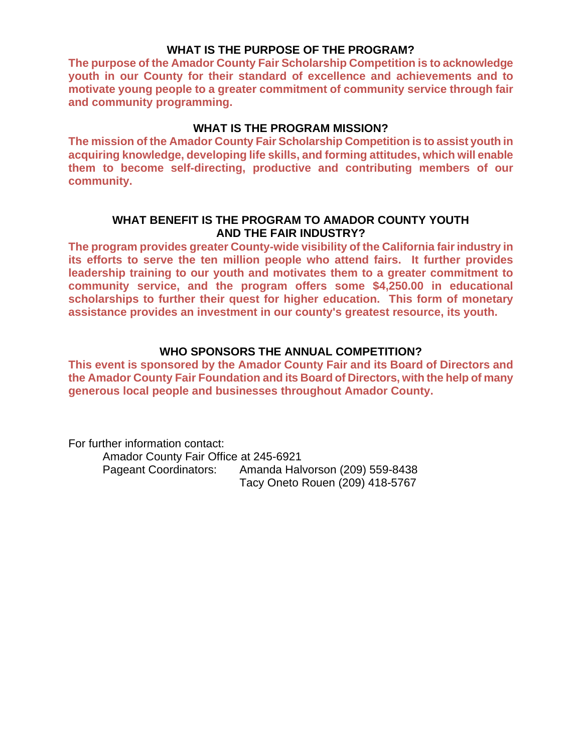## WHAT IS THE PURPOSE OF THE PROGRAM?

**The purpose of the Amador County Fair Scholarship Competition is to acknowledge youth in our County for their standard of excellence and achievements and to motivate young people to a greater commitment of community service through fair and community programming.**

## WHAT IS THE PROGRAM MISSION?

**The mission of the Amador County Fair Scholarship Competition is to assist youth in acquiring knowledge, developing life skills, and forming attitudes, which will enable them to become self-directing, productive and contributing members of our community.**

## WHAT BENEFIT IS THE PROGRAM TO AMADOR COUNTY YOUTH AND THE FAIR INDUSTRY?

**The program provides greater County-wide visibility of the California fair industry in its efforts to serve the ten million people who attend fairs. It further provides leadership training to our youth and motivates them to a greater commitment to community service, and the program offers some $4,250.00 in educational scholarships to further their quest for higher education. This form of monetary assistance provides an investment in our county's greatest resource, its youth.**

## WHO SPONSORS THE ANNUAL COMPETITION?

**This event is sponsored by the Amador County Fair and its Board of Directors and the Amador County Fair Foundation and its Board of Directors, with the help of many generous local people and businesses throughout Amador County.**

For further information contact:

Amador County Fair Office at 245-6921

Pageant Coordinators: Amanda Halvorson (209) 559-8438
Tacy Oneto Rouen (209) 418-5767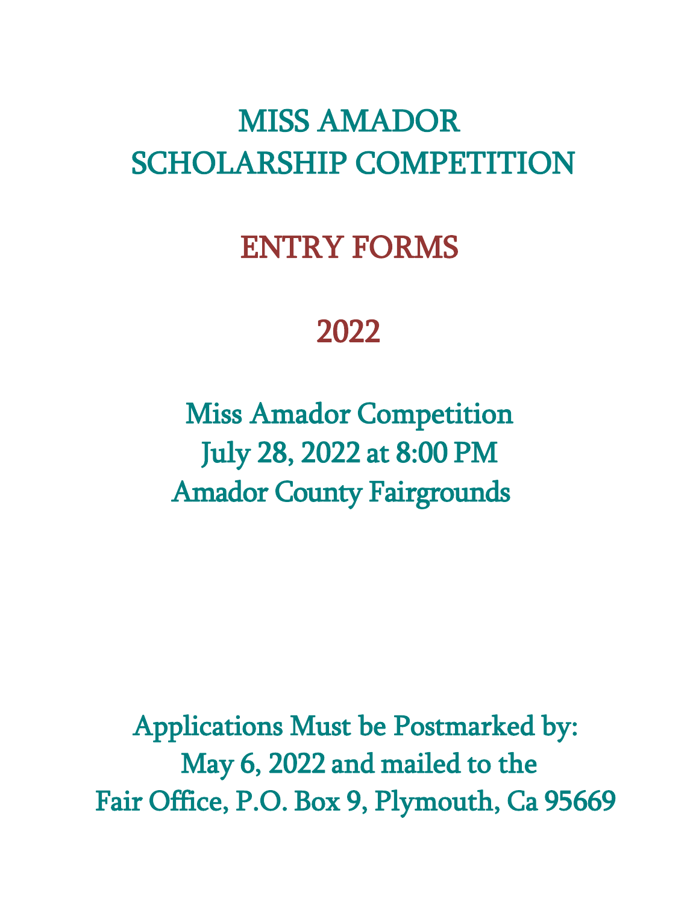# MISS AMADOR SCHOLARSHIP COMPETITION

## ENTRY FORMS

## 2022

Miss Amador Competition
July 28, 2022 at 8:00 PM
Amador County Fairgrounds

Applications Must be Postmarked by:
May 6, 2022 and mailed to the
Fair Office, P.O. Box 9, Plymouth, Ca 95669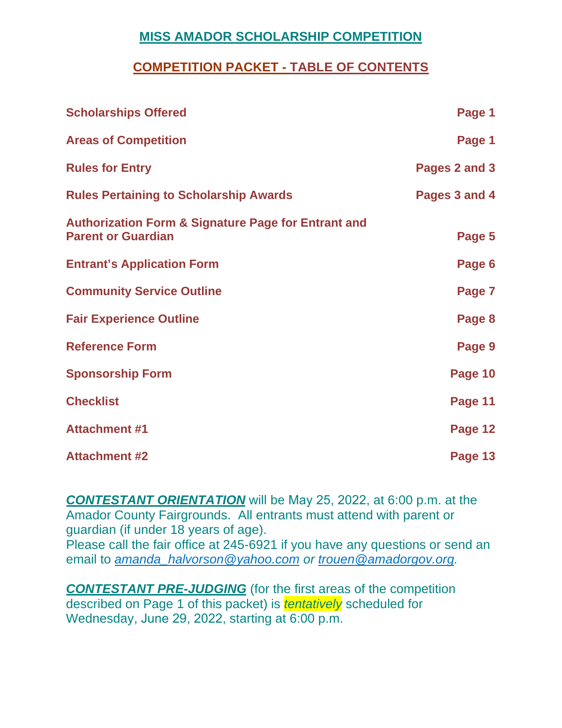# MISS AMADOR SCHOLARSHIP COMPETITION

## COMPETITION PACKET - TABLE OF CONTENTS

| | |
|---|---|
| **Scholarships Offered** | **Page 1** |
| **Areas of Competition** | **Page 1** |
| **Rules for Entry** | **Pages 2 and 3** |
| **Rules Pertaining to Scholarship Awards** | **Pages 3 and 4** |
| **Authorization Form & Signature Page for Entrant and Parent or Guardian** | **Page 5** |
| **Entrant's Application Form** | **Page 6** |
| **Community Service Outline** | **Page 7** |
| **Fair Experience Outline** | **Page 8** |
| **Reference Form** | **Page 9** |
| **Sponsorship Form** | **Page 10** |
| **Checklist** | **Page 11** |
| **Attachment #1** | **Page 12** |
| **Attachment #2** | **Page 13** |

***CONTESTANT ORIENTATION*** will be May 25, 2022, at 6:00 p.m. at the Amador County Fairgrounds. All entrants must attend with parent or guardian (if under 18 years of age).
Please call the fair office at 245-6921 if you have any questions or send an email to *amanda_halvorson@yahoo.com or trouen@amadorgov.org.*

***CONTESTANT PRE-JUDGING*** (for the first areas of the competition described on Page 1 of this packet) is *tentatively* scheduled for Wednesday, June 29, 2022, starting at 6:00 p.m.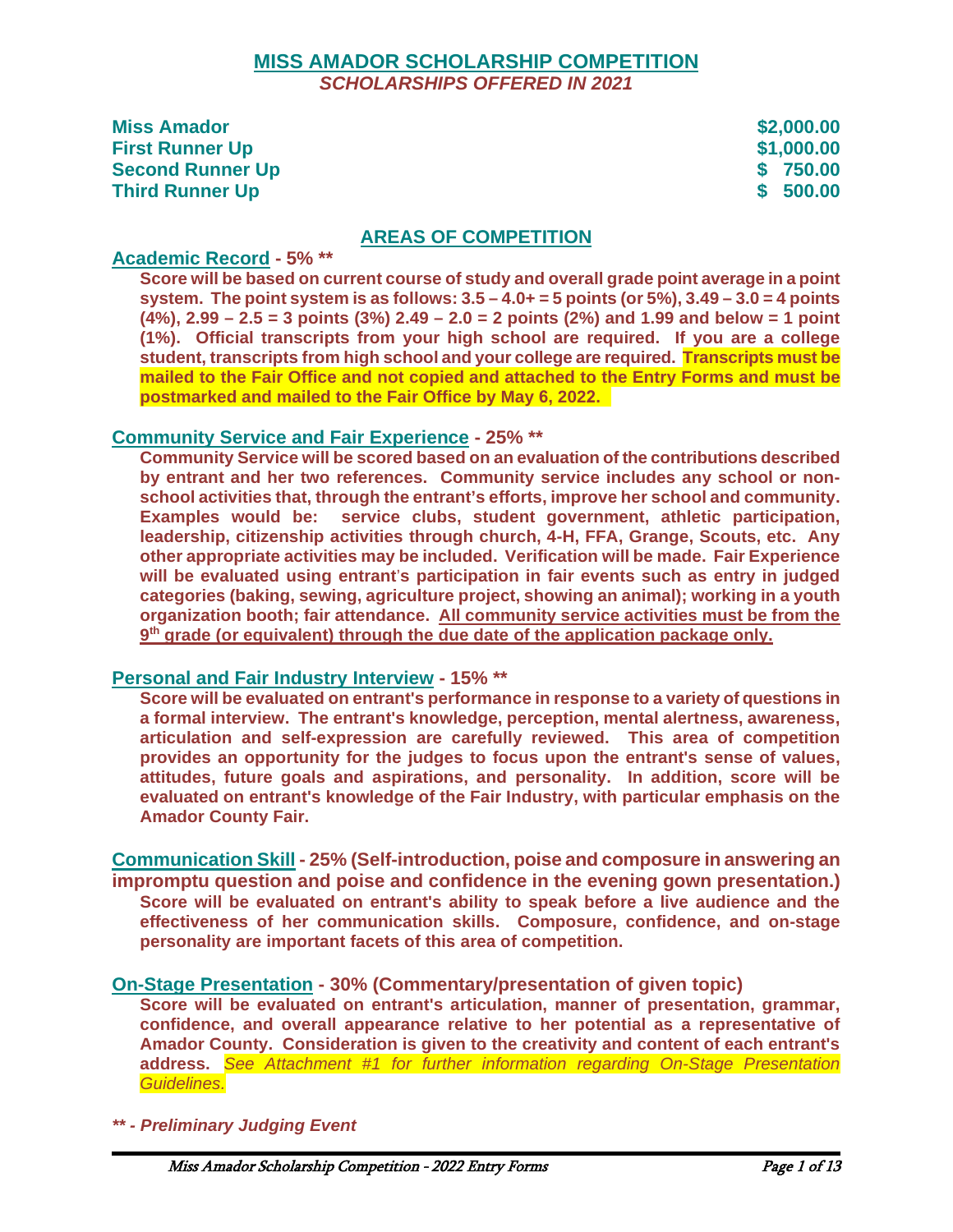# MISS AMADOR SCHOLARSHIP COMPETITION

***SCHOLARSHIPS OFFERED IN 2021***

| | |
|---|---|
| **Miss Amador** | **$2,000.00** |
| **First Runner Up** | **$1,000.00** |
| **Second Runner Up** | **$ 750.00** |
| **Third Runner Up** | **$ 500.00** |

## AREAS OF COMPETITION

### Academic Record - 5% **

**Score will be based on current course of study and overall grade point average in a point system. The point system is as follows: 3.5 – 4.0+ = 5 points (or 5%), 3.49 – 3.0 = 4 points (4%), 2.99 – 2.5 = 3 points (3%) 2.49 – 2.0 = 2 points (2%) and 1.99 and below = 1 point (1%). Official transcripts from your high school are required. If you are a college student, transcripts from high school and your college are required. Transcripts must be mailed to the Fair Office and not copied and attached to the Entry Forms and must be postmarked and mailed to the Fair Office by May 6, 2022.**

### Community Service and Fair Experience - 25% **

**Community Service will be scored based on an evaluation of the contributions described by entrant and her two references. Community service includes any school or non-school activities that, through the entrant's efforts, improve her school and community. Examples would be: service clubs, student government, athletic participation, leadership, citizenship activities through church, 4-H, FFA, Grange, Scouts, etc. Any other appropriate activities may be included. Verification will be made. Fair Experience will be evaluated using entrant's participation in fair events such as entry in judged categories (baking, sewing, agriculture project, showing an animal); working in a youth organization booth; fair attendance. All community service activities must be from the 9th grade (or equivalent) through the due date of the application package only.**

### Personal and Fair Industry Interview - 15% **

**Score will be evaluated on entrant's performance in response to a variety of questions in a formal interview. The entrant's knowledge, perception, mental alertness, awareness, articulation and self-expression are carefully reviewed. This area of competition provides an opportunity for the judges to focus upon the entrant's sense of values, attitudes, future goals and aspirations, and personality. In addition, score will be evaluated on entrant's knowledge of the Fair Industry, with particular emphasis on the Amador County Fair.**

### Communication Skill - 25% (Self-introduction, poise and composure in answering an impromptu question and poise and confidence in the evening gown presentation.)

**Score will be evaluated on entrant's ability to speak before a live audience and the effectiveness of her communication skills. Composure, confidence, and on-stage personality are important facets of this area of competition.**

### On-Stage Presentation - 30% (Commentary/presentation of given topic)

**Score will be evaluated on entrant's articulation, manner of presentation, grammar, confidence, and overall appearance relative to her potential as a representative of Amador County. Consideration is given to the creativity and content of each entrant's address.** ***See Attachment #1 for further information regarding On-Stage Presentation Guidelines.***

***** - Preliminary Judging Event***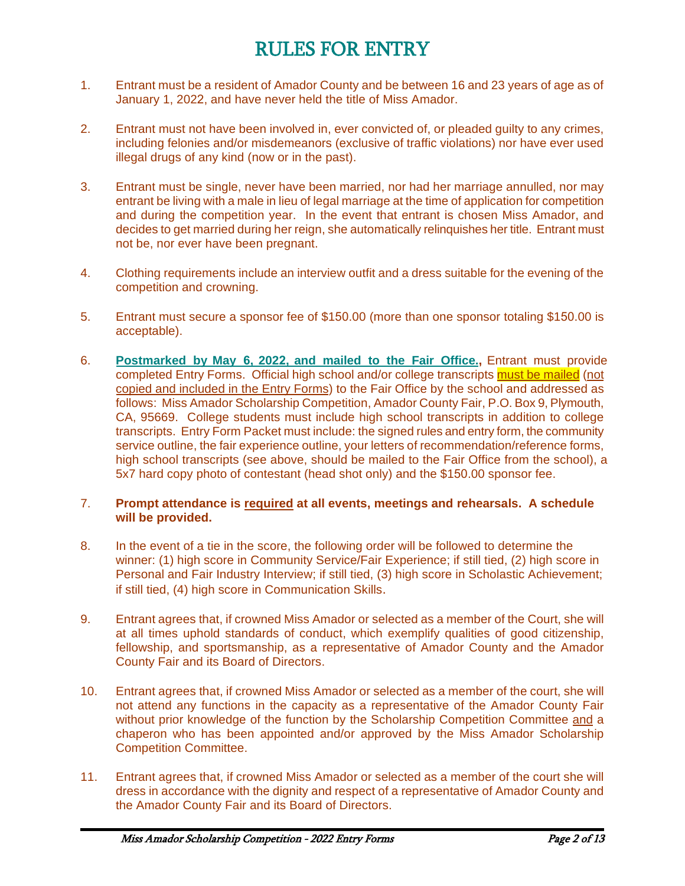# RULES FOR ENTRY

1. Entrant must be a resident of Amador County and be between 16 and 23 years of age as of January 1, 2022, and have never held the title of Miss Amador.

2. Entrant must not have been involved in, ever convicted of, or pleaded guilty to any crimes, including felonies and/or misdemeanors (exclusive of traffic violations) nor have ever used illegal drugs of any kind (now or in the past).

3. Entrant must be single, never have been married, nor had her marriage annulled, nor may entrant be living with a male in lieu of legal marriage at the time of application for competition and during the competition year. In the event that entrant is chosen Miss Amador, and decides to get married during her reign, she automatically relinquishes her title. Entrant must not be, nor ever have been pregnant.

4. Clothing requirements include an interview outfit and a dress suitable for the evening of the competition and crowning.

5. Entrant must secure a sponsor fee of $150.00 (more than one sponsor totaling $150.00 is acceptable).

6. **Postmarked by May 6, 2022, and mailed to the Fair Office.,** Entrant must provide completed Entry Forms. Official high school and/or college transcripts must be mailed (not copied and included in the Entry Forms) to the Fair Office by the school and addressed as follows: Miss Amador Scholarship Competition, Amador County Fair, P.O. Box 9, Plymouth, CA, 95669. College students must include high school transcripts in addition to college transcripts. Entry Form Packet must include: the signed rules and entry form, the community service outline, the fair experience outline, your letters of recommendation/reference forms, high school transcripts (see above, should be mailed to the Fair Office from the school), a 5x7 hard copy photo of contestant (head shot only) and the $150.00 sponsor fee.

7. **Prompt attendance is required at all events, meetings and rehearsals. A schedule will be provided.**

8. In the event of a tie in the score, the following order will be followed to determine the winner: (1) high score in Community Service/Fair Experience; if still tied, (2) high score in Personal and Fair Industry Interview; if still tied, (3) high score in Scholastic Achievement; if still tied, (4) high score in Communication Skills.

9. Entrant agrees that, if crowned Miss Amador or selected as a member of the Court, she will at all times uphold standards of conduct, which exemplify qualities of good citizenship, fellowship, and sportsmanship, as a representative of Amador County and the Amador County Fair and its Board of Directors.

10. Entrant agrees that, if crowned Miss Amador or selected as a member of the court, she will not attend any functions in the capacity as a representative of the Amador County Fair without prior knowledge of the function by the Scholarship Competition Committee and a chaperon who has been appointed and/or approved by the Miss Amador Scholarship Competition Committee.

11. Entrant agrees that, if crowned Miss Amador or selected as a member of the court she will dress in accordance with the dignity and respect of a representative of Amador County and the Amador County Fair and its Board of Directors.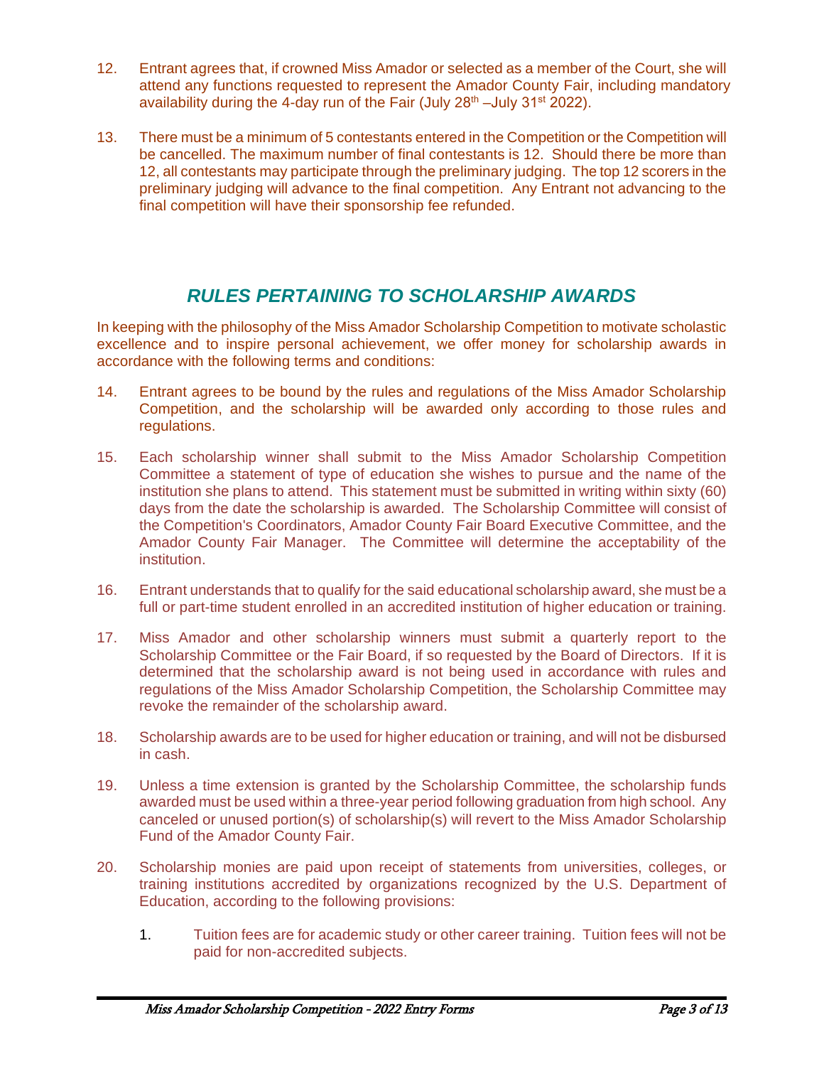12. Entrant agrees that, if crowned Miss Amador or selected as a member of the Court, she will attend any functions requested to represent the Amador County Fair, including mandatory availability during the 4-day run of the Fair (July 28th –July 31st 2022).

13. There must be a minimum of 5 contestants entered in the Competition or the Competition will be cancelled. The maximum number of final contestants is 12. Should there be more than 12, all contestants may participate through the preliminary judging. The top 12 scorers in the preliminary judging will advance to the final competition. Any Entrant not advancing to the final competition will have their sponsorship fee refunded.

## *RULES PERTAINING TO SCHOLARSHIP AWARDS*

In keeping with the philosophy of the Miss Amador Scholarship Competition to motivate scholastic excellence and to inspire personal achievement, we offer money for scholarship awards in accordance with the following terms and conditions:

14. Entrant agrees to be bound by the rules and regulations of the Miss Amador Scholarship Competition, and the scholarship will be awarded only according to those rules and regulations.

15. Each scholarship winner shall submit to the Miss Amador Scholarship Competition Committee a statement of type of education she wishes to pursue and the name of the institution she plans to attend. This statement must be submitted in writing within sixty (60) days from the date the scholarship is awarded. The Scholarship Committee will consist of the Competition's Coordinators, Amador County Fair Board Executive Committee, and the Amador County Fair Manager. The Committee will determine the acceptability of the institution.

16. Entrant understands that to qualify for the said educational scholarship award, she must be a full or part-time student enrolled in an accredited institution of higher education or training.

17. Miss Amador and other scholarship winners must submit a quarterly report to the Scholarship Committee or the Fair Board, if so requested by the Board of Directors. If it is determined that the scholarship award is not being used in accordance with rules and regulations of the Miss Amador Scholarship Competition, the Scholarship Committee may revoke the remainder of the scholarship award.

18. Scholarship awards are to be used for higher education or training, and will not be disbursed in cash.

19. Unless a time extension is granted by the Scholarship Committee, the scholarship funds awarded must be used within a three-year period following graduation from high school. Any canceled or unused portion(s) of scholarship(s) will revert to the Miss Amador Scholarship Fund of the Amador County Fair.

20. Scholarship monies are paid upon receipt of statements from universities, colleges, or training institutions accredited by organizations recognized by the U.S. Department of Education, according to the following provisions:

    1. Tuition fees are for academic study or other career training. Tuition fees will not be paid for non-accredited subjects.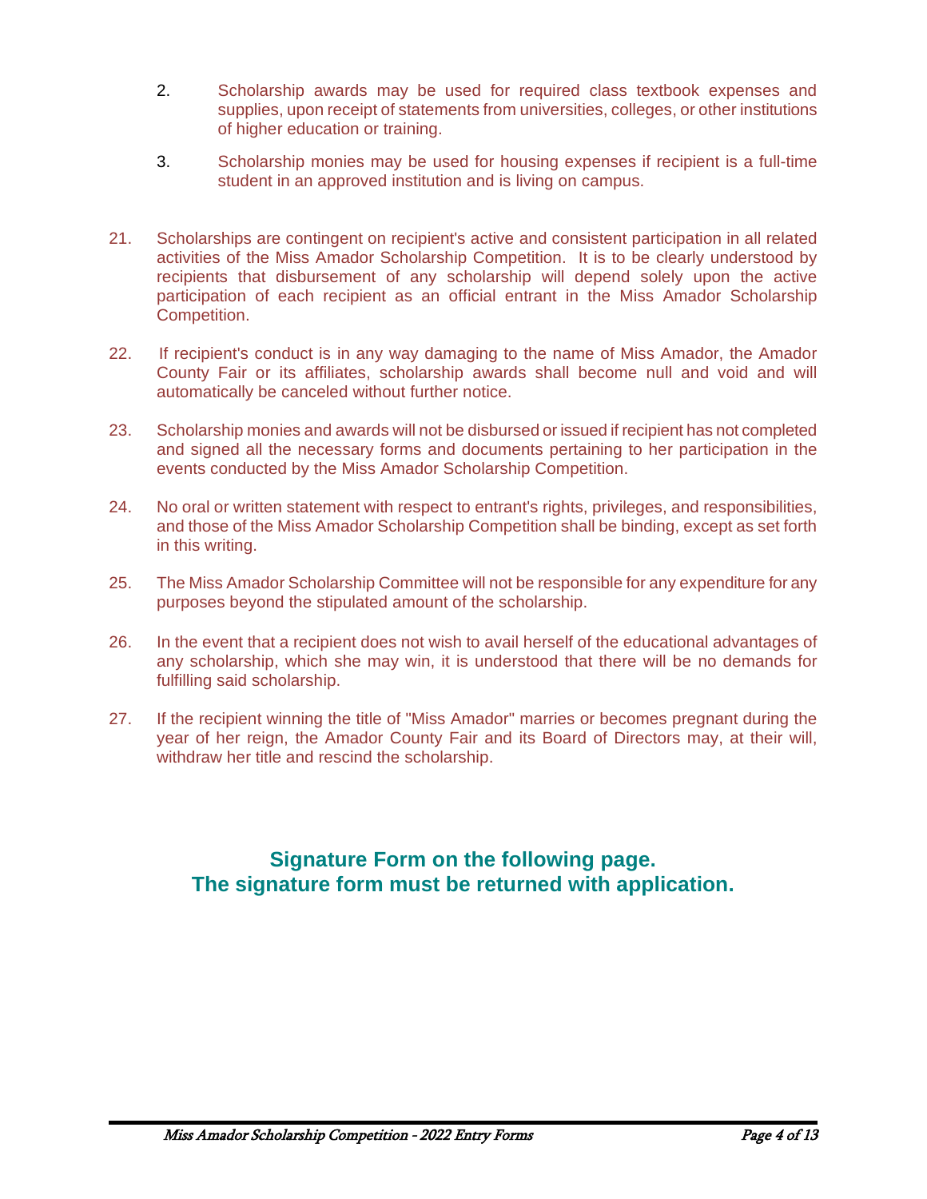2. Scholarship awards may be used for required class textbook expenses and supplies, upon receipt of statements from universities, colleges, or other institutions of higher education or training.

3. Scholarship monies may be used for housing expenses if recipient is a full-time student in an approved institution and is living on campus.

21. Scholarships are contingent on recipient's active and consistent participation in all related activities of the Miss Amador Scholarship Competition. It is to be clearly understood by recipients that disbursement of any scholarship will depend solely upon the active participation of each recipient as an official entrant in the Miss Amador Scholarship Competition.

22. If recipient's conduct is in any way damaging to the name of Miss Amador, the Amador County Fair or its affiliates, scholarship awards shall become null and void and will automatically be canceled without further notice.

23. Scholarship monies and awards will not be disbursed or issued if recipient has not completed and signed all the necessary forms and documents pertaining to her participation in the events conducted by the Miss Amador Scholarship Competition.

24. No oral or written statement with respect to entrant's rights, privileges, and responsibilities, and those of the Miss Amador Scholarship Competition shall be binding, except as set forth in this writing.

25. The Miss Amador Scholarship Committee will not be responsible for any expenditure for any purposes beyond the stipulated amount of the scholarship.

26. In the event that a recipient does not wish to avail herself of the educational advantages of any scholarship, which she may win, it is understood that there will be no demands for fulfilling said scholarship.

27. If the recipient winning the title of "Miss Amador" marries or becomes pregnant during the year of her reign, the Amador County Fair and its Board of Directors may, at their will, withdraw her title and rescind the scholarship.

**Signature Form on the following page.**
**The signature form must be returned with application.**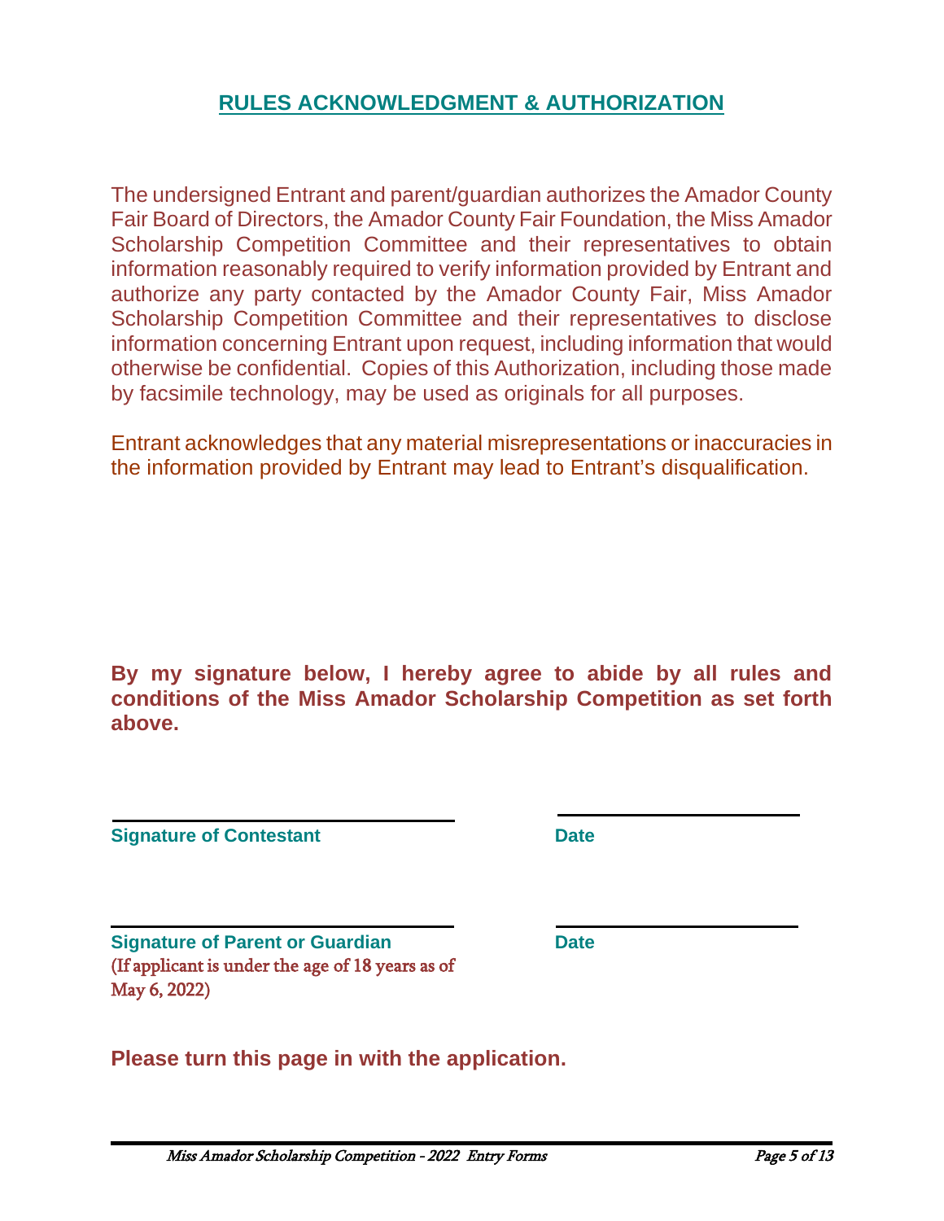## RULES ACKNOWLEDGMENT & AUTHORIZATION

The undersigned Entrant and parent/guardian authorizes the Amador County Fair Board of Directors, the Amador County Fair Foundation, the Miss Amador Scholarship Competition Committee and their representatives to obtain information reasonably required to verify information provided by Entrant and authorize any party contacted by the Amador County Fair, Miss Amador Scholarship Competition Committee and their representatives to disclose information concerning Entrant upon request, including information that would otherwise be confidential. Copies of this Authorization, including those made by facsimile technology, may be used as originals for all purposes.

Entrant acknowledges that any material misrepresentations or inaccuracies in the information provided by Entrant may lead to Entrant's disqualification.

**By my signature below, I hereby agree to abide by all rules and conditions of the Miss Amador Scholarship Competition as set forth above.**

______________________________ ______________________

**Signature of Contestant** **Date**

______________________________ ______________________

**Signature of Parent or Guardian** **Date**

(If applicant is under the age of 18 years as of May 6, 2022)

**Please turn this page in with the application.**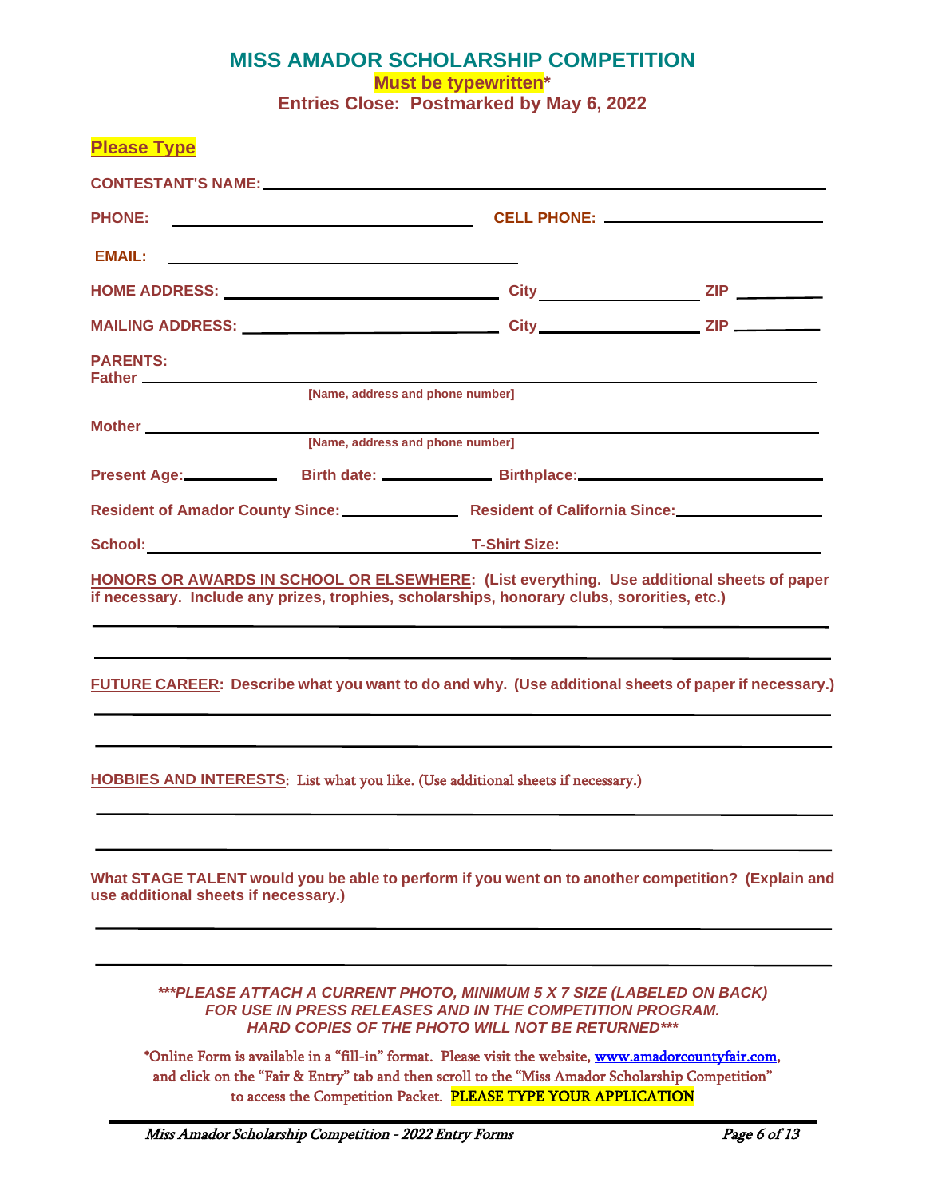# MISS AMADOR SCHOLARSHIP COMPETITION

**Must be typewritten***

**Entries Close: Postmarked by May 6, 2022**

**Please Type**

**CONTESTANT'S NAME:** ______________________________________________

**PHONE:** ______________________ **CELL PHONE:** ______________________

**EMAIL:** ______________________________

**HOME ADDRESS:** ______________________ **City** ______________ **ZIP** ________

**MAILING ADDRESS:** ______________________ **City** ______________ **ZIP** ________

**PARENTS:**

**Father** ______________________________________________

[Name, address and phone number]

**Mother** ______________________________________________

[Name, address and phone number]

**Present Age:** __________ **Birth date:** __________ **Birthplace:** ______________________

**Resident of Amador County Since:** __________ **Resident of California Since:** __________

**School:** ______________________ **T-Shirt Size:** ______________________

**HONORS OR AWARDS IN SCHOOL OR ELSEWHERE: (List everything. Use additional sheets of paper if necessary. Include any prizes, trophies, scholarships, honorary clubs, sororities, etc.)**

______________________________________________

______________________________________________

**FUTURE CAREER: Describe what you want to do and why. (Use additional sheets of paper if necessary.)**

______________________________________________

______________________________________________

**HOBBIES AND INTERESTS**: List what you like. (Use additional sheets if necessary.)

______________________________________________

______________________________________________

**What STAGE TALENT would you be able to perform if you went on to another competition? (Explain and use additional sheets if necessary.)**

______________________________________________

______________________________________________

***\*\*\*PLEASE ATTACH A CURRENT PHOTO, MINIMUM 5 X 7 SIZE (LABELED ON BACK) FOR USE IN PRESS RELEASES AND IN THE COMPETITION PROGRAM. HARD COPIES OF THE PHOTO WILL NOT BE RETURNED\*\*\****

*Online Form is available in a "fill-in" format. Please visit the website, www.amadorcountyfair.com, and click on the "Fair & Entry" tab and then scroll to the "Miss Amador Scholarship Competition" to access the Competition Packet. PLEASE TYPE YOUR APPLICATION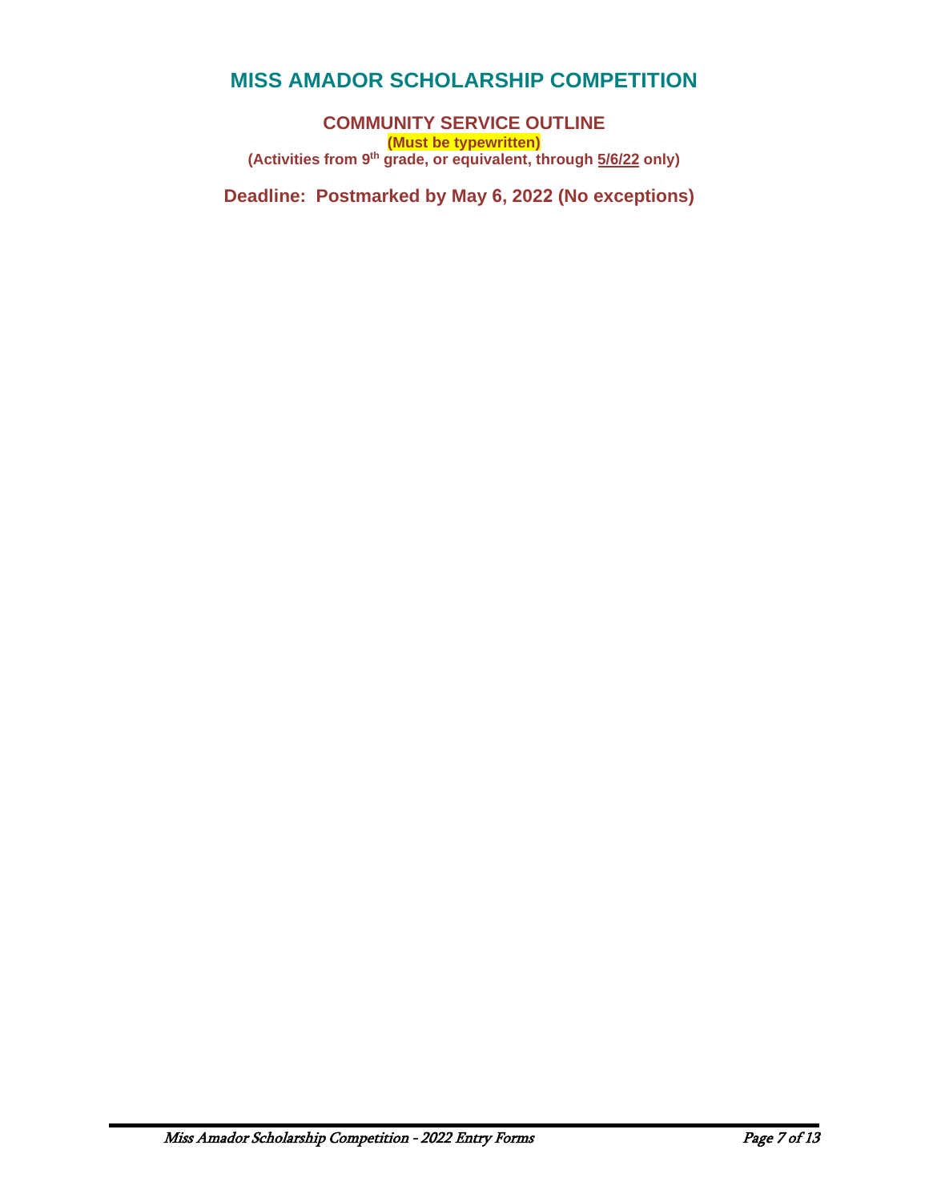# MISS AMADOR SCHOLARSHIP COMPETITION

## COMMUNITY SERVICE OUTLINE

**(Must be typewritten)**

**(Activities from 9th grade, or equivalent, through 5/6/22 only)**

**Deadline: Postmarked by May 6, 2022 (No exceptions)**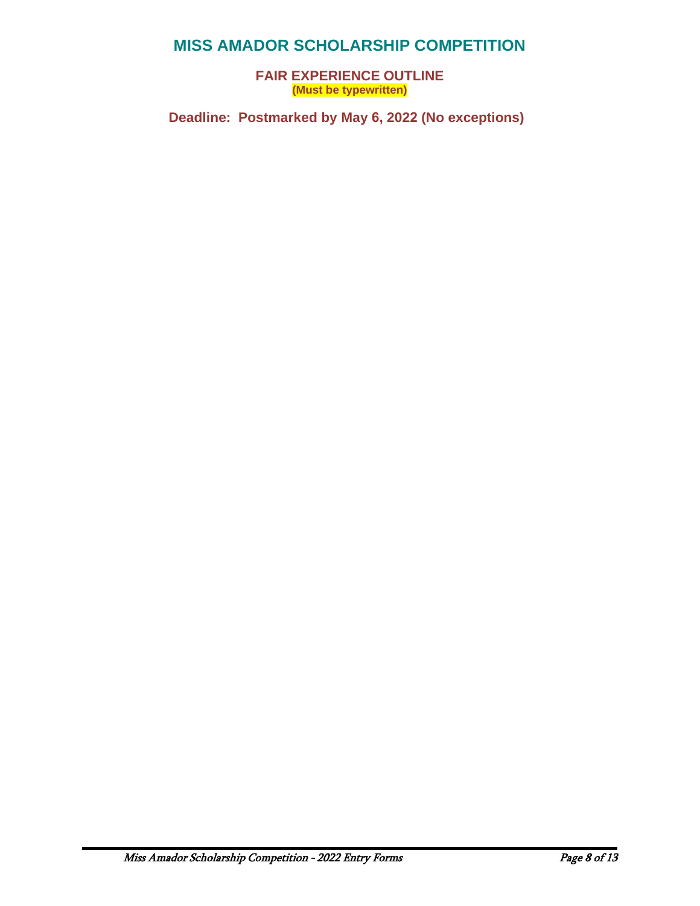# MISS AMADOR SCHOLARSHIP COMPETITION

## FAIR EXPERIENCE OUTLINE

**(Must be typewritten)**

**Deadline: Postmarked by May 6, 2022 (No exceptions)**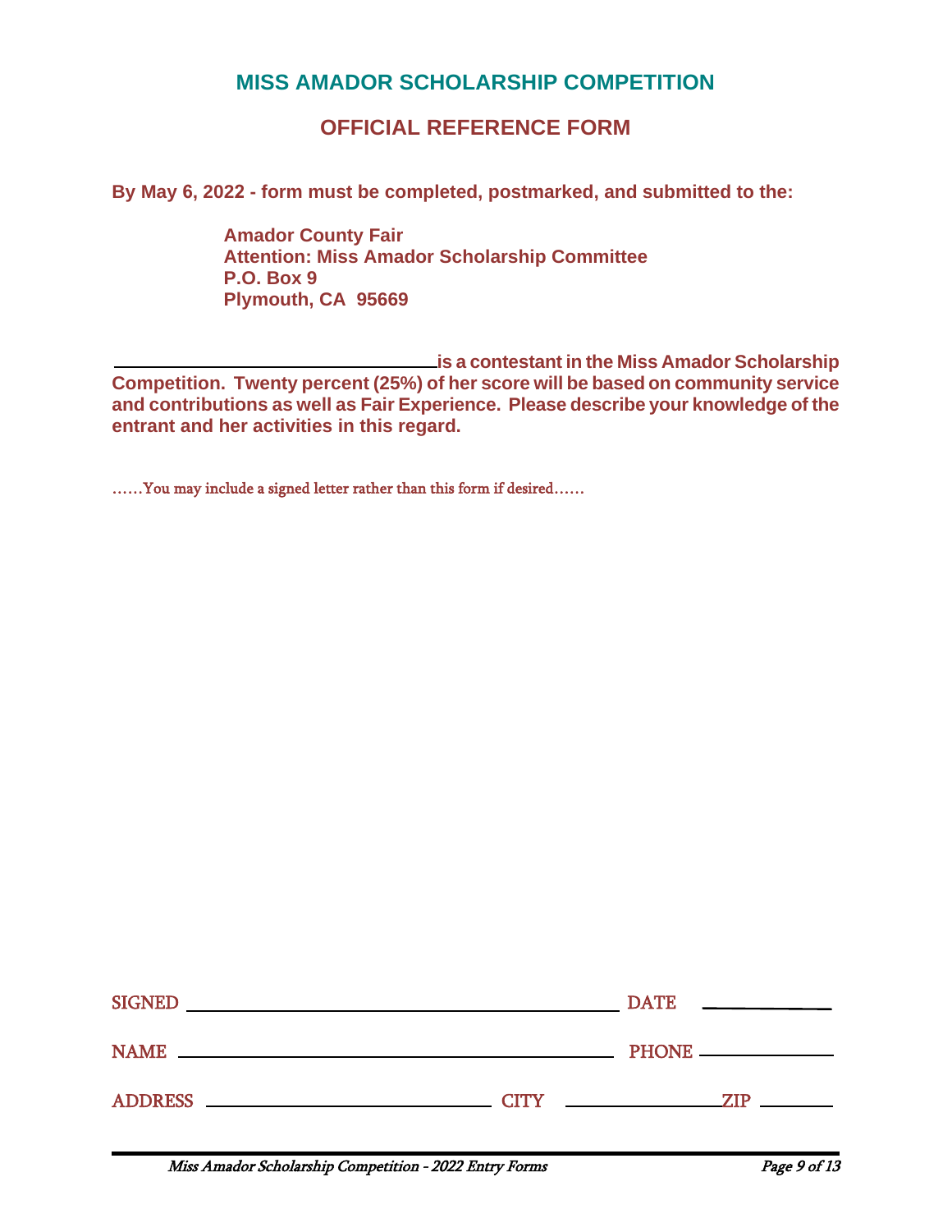# MISS AMADOR SCHOLARSHIP COMPETITION

## OFFICIAL REFERENCE FORM

**By May 6, 2022 - form must be completed, postmarked, and submitted to the:**

> **Amador County Fair**
> **Attention: Miss Amador Scholarship Committee**
> **P.O. Box 9**
> **Plymouth, CA 95669**

**\_\_\_\_\_\_\_\_\_\_\_\_\_\_\_\_\_\_\_\_\_\_\_\_\_\_\_\_\_\_\_\_\_ is a contestant in the Miss Amador Scholarship Competition. Twenty percent (25%) of her score will be based on community service and contributions as well as Fair Experience. Please describe your knowledge of the entrant and her activities in this regard.**

……You may include a signed letter rather than this form if desired……

SIGNED \_\_\_\_\_\_\_\_\_\_\_\_\_\_\_\_\_\_\_\_\_\_\_\_\_\_\_\_\_\_\_\_\_\_\_\_\_\_\_\_\_\_ DATE \_\_\_\_\_\_\_\_\_\_\_\_

NAME \_\_\_\_\_\_\_\_\_\_\_\_\_\_\_\_\_\_\_\_\_\_\_\_\_\_\_\_\_\_\_\_\_\_\_\_\_\_\_\_\_\_ PHONE \_\_\_\_\_\_\_\_\_\_\_\_

ADDRESS \_\_\_\_\_\_\_\_\_\_\_\_\_\_\_\_\_\_\_\_\_\_\_\_\_\_\_ CITY \_\_\_\_\_\_\_\_\_\_\_\_\_\_ ZIP \_\_\_\_\_\_\_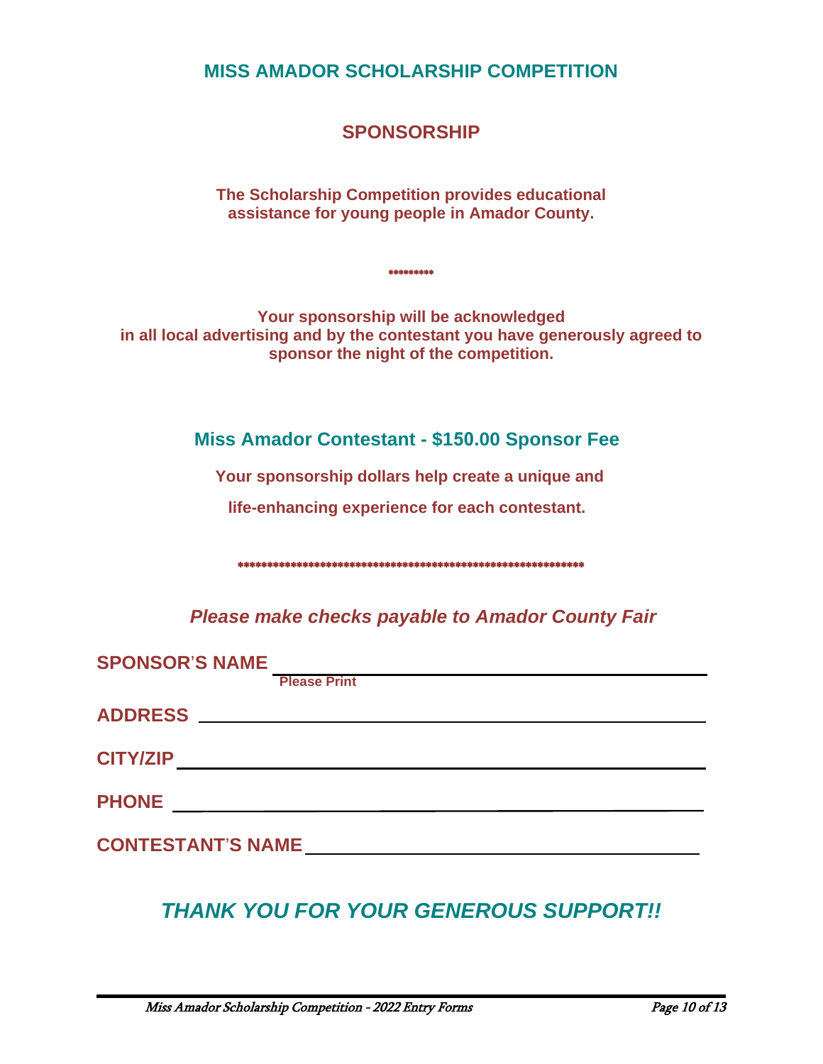# MISS AMADOR SCHOLARSHIP COMPETITION

## SPONSORSHIP

**The Scholarship Competition provides educational assistance for young people in Amador County.**

*********

**Your sponsorship will be acknowledged in all local advertising and by the contestant you have generously agreed to sponsor the night of the competition.**

### Miss Amador Contestant - $150.00 Sponsor Fee

**Your sponsorship dollars help create a unique and life-enhancing experience for each contestant.**

************************************************************

***Please make checks payable to Amador County Fair***

**SPONSOR'S NAME** ______________________________________________
**Please Print**

**ADDRESS** ______________________________________________

**CITY/ZIP** ______________________________________________

**PHONE** ______________________________________________

**CONTESTANT'S NAME** ______________________________________________

## *THANK YOU FOR YOUR GENEROUS SUPPORT!!*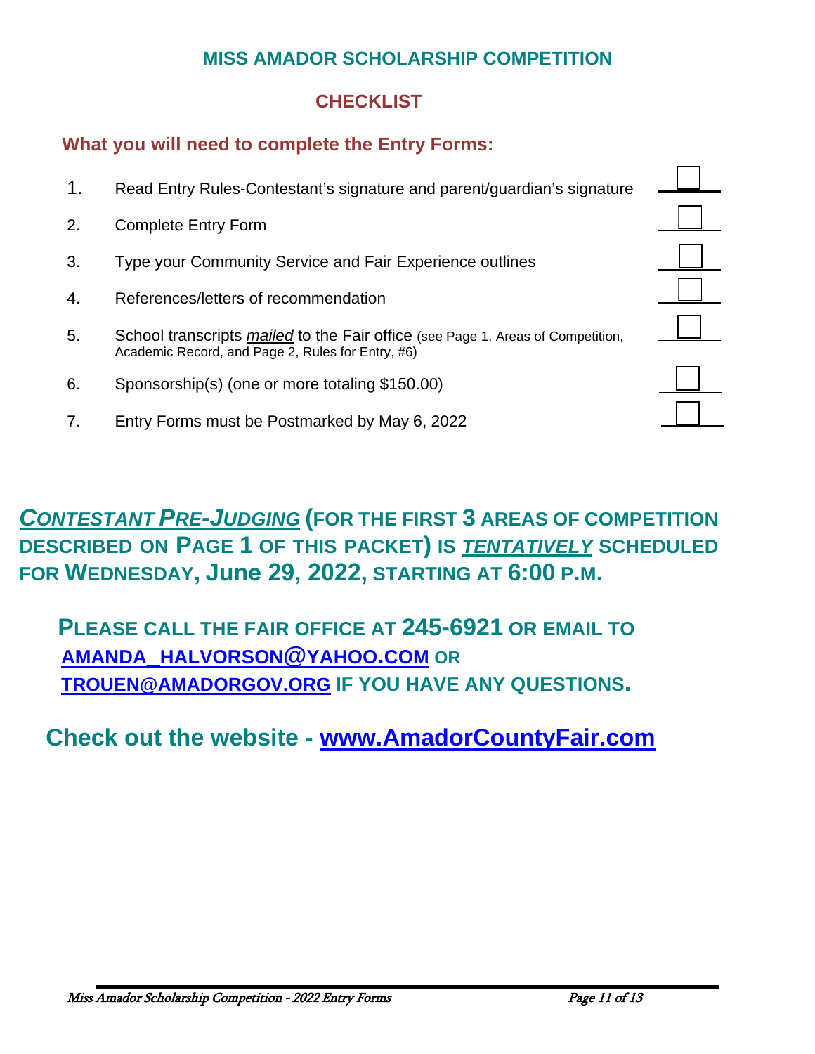## MISS AMADOR SCHOLARSHIP COMPETITION

## CHECKLIST

### What you will need to complete the Entry Forms:

1. Read Entry Rules-Contestant's signature and parent/guardian's signature ☐
2. Complete Entry Form ☐
3. Type your Community Service and Fair Experience outlines ☐
4. References/letters of recommendation ☐
5. School transcripts *mailed* to the Fair office (see Page 1, Areas of Competition, Academic Record, and Page 2, Rules for Entry, #6) ☐
6. Sponsorship(s) (one or more totaling $150.00) ☐
7. Entry Forms must be Postmarked by May 6, 2022 ☐

***CONTESTANT PRE-JUDGING*** **(FOR THE FIRST 3 AREAS OF COMPETITION DESCRIBED ON PAGE 1 OF THIS PACKET) IS *TENTATIVELY* SCHEDULED FOR WEDNESDAY, June 29, 2022, STARTING AT 6:00 P.M.**

**PLEASE CALL THE FAIR OFFICE AT 245-6921 OR EMAIL TO AMANDA_HALVORSON@YAHOO.COM OR TROUEN@AMADORGOV.ORG IF YOU HAVE ANY QUESTIONS.**

**Check out the website - www.AmadorCountyFair.com**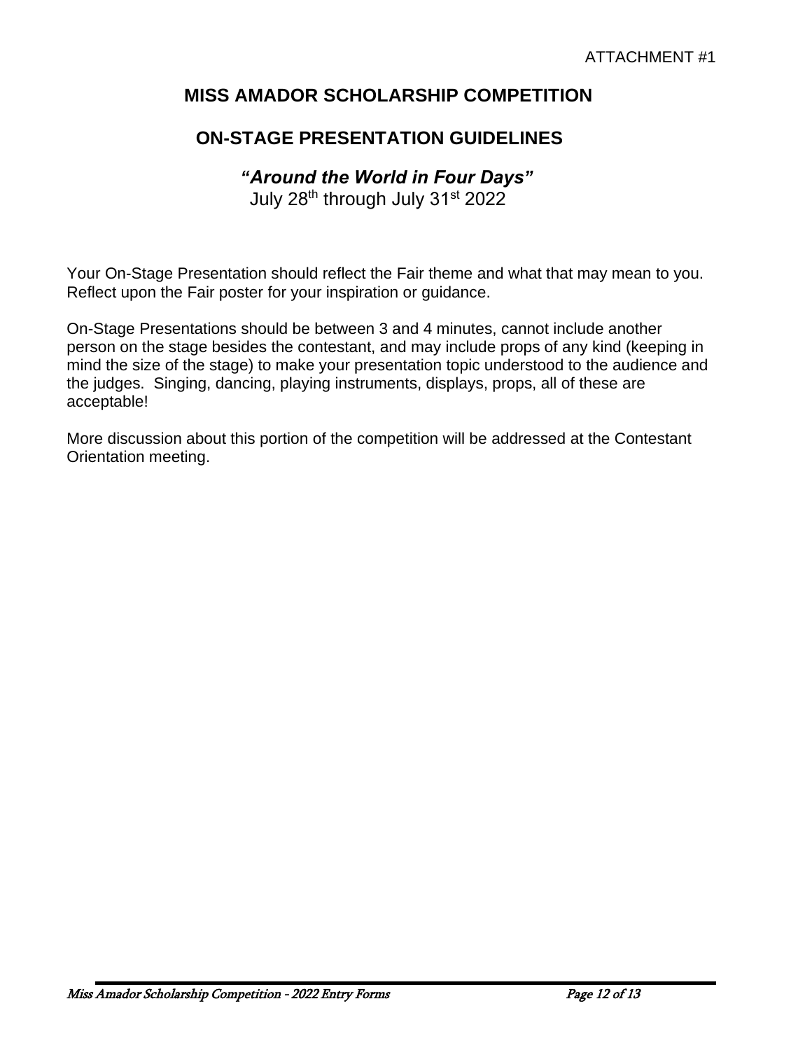ATTACHMENT #1

# MISS AMADOR SCHOLARSHIP COMPETITION

## ON-STAGE PRESENTATION GUIDELINES

***"Around the World in Four Days"***

July 28th through July 31st 2022

Your On-Stage Presentation should reflect the Fair theme and what that may mean to you. Reflect upon the Fair poster for your inspiration or guidance.

On-Stage Presentations should be between 3 and 4 minutes, cannot include another person on the stage besides the contestant, and may include props of any kind (keeping in mind the size of the stage) to make your presentation topic understood to the audience and the judges. Singing, dancing, playing instruments, displays, props, all of these are acceptable!

More discussion about this portion of the competition will be addressed at the Contestant Orientation meeting.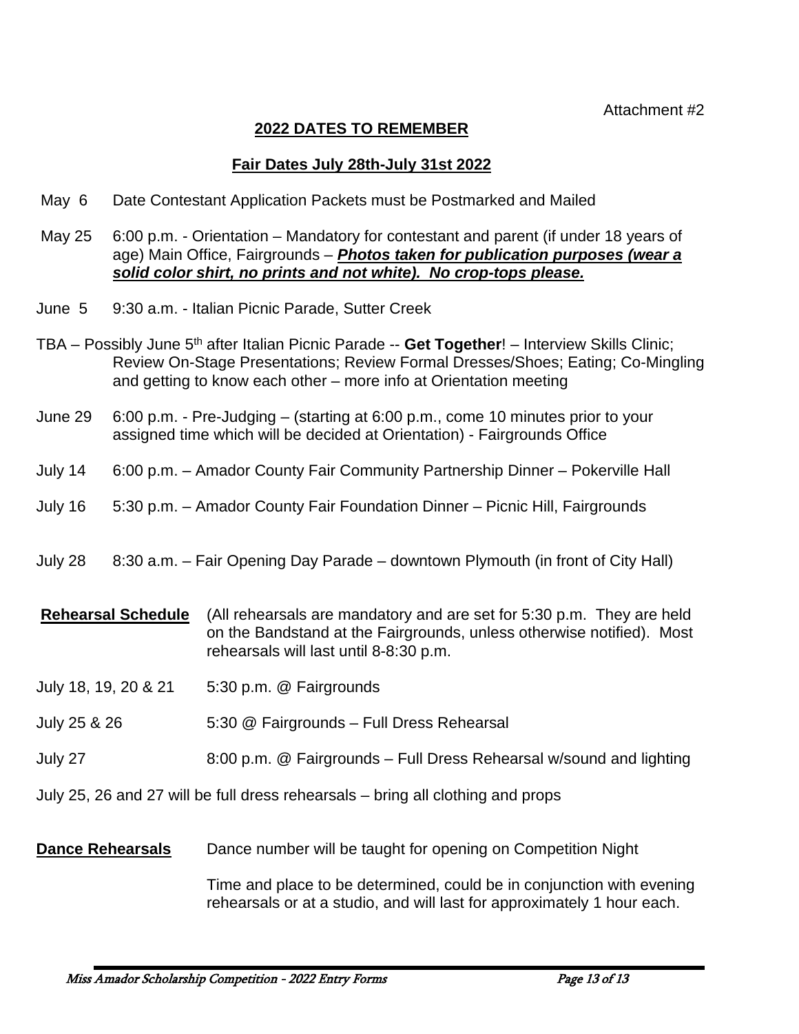Attachment #2

**2022 DATES TO REMEMBER**

**Fair Dates July 28th-July 31st 2022**

May 6 Date Contestant Application Packets must be Postmarked and Mailed

May 25 6:00 p.m. - Orientation – Mandatory for contestant and parent (if under 18 years of age) Main Office, Fairgrounds – ***Photos taken for publication purposes (wear a solid color shirt, no prints and not white). No crop-tops please.***

June 5 9:30 a.m. - Italian Picnic Parade, Sutter Creek

TBA – Possibly June 5th after Italian Picnic Parade -- **Get Together**! – Interview Skills Clinic; Review On-Stage Presentations; Review Formal Dresses/Shoes; Eating; Co-Mingling and getting to know each other – more info at Orientation meeting

June 29 6:00 p.m. - Pre-Judging – (starting at 6:00 p.m., come 10 minutes prior to your assigned time which will be decided at Orientation) - Fairgrounds Office

July 14 6:00 p.m. – Amador County Fair Community Partnership Dinner – Pokerville Hall

July 16 5:30 p.m. – Amador County Fair Foundation Dinner – Picnic Hill, Fairgrounds

July 28 8:30 a.m. – Fair Opening Day Parade – downtown Plymouth (in front of City Hall)

**Rehearsal Schedule** (All rehearsals are mandatory and are set for 5:30 p.m. They are held on the Bandstand at the Fairgrounds, unless otherwise notified). Most rehearsals will last until 8-8:30 p.m.

July 18, 19, 20 & 21 5:30 p.m. @ Fairgrounds

July 25 & 26 5:30 @ Fairgrounds – Full Dress Rehearsal

July 27 8:00 p.m. @ Fairgrounds – Full Dress Rehearsal w/sound and lighting

July 25, 26 and 27 will be full dress rehearsals – bring all clothing and props

**Dance Rehearsals** Dance number will be taught for opening on Competition Night

Time and place to be determined, could be in conjunction with evening rehearsals or at a studio, and will last for approximately 1 hour each.